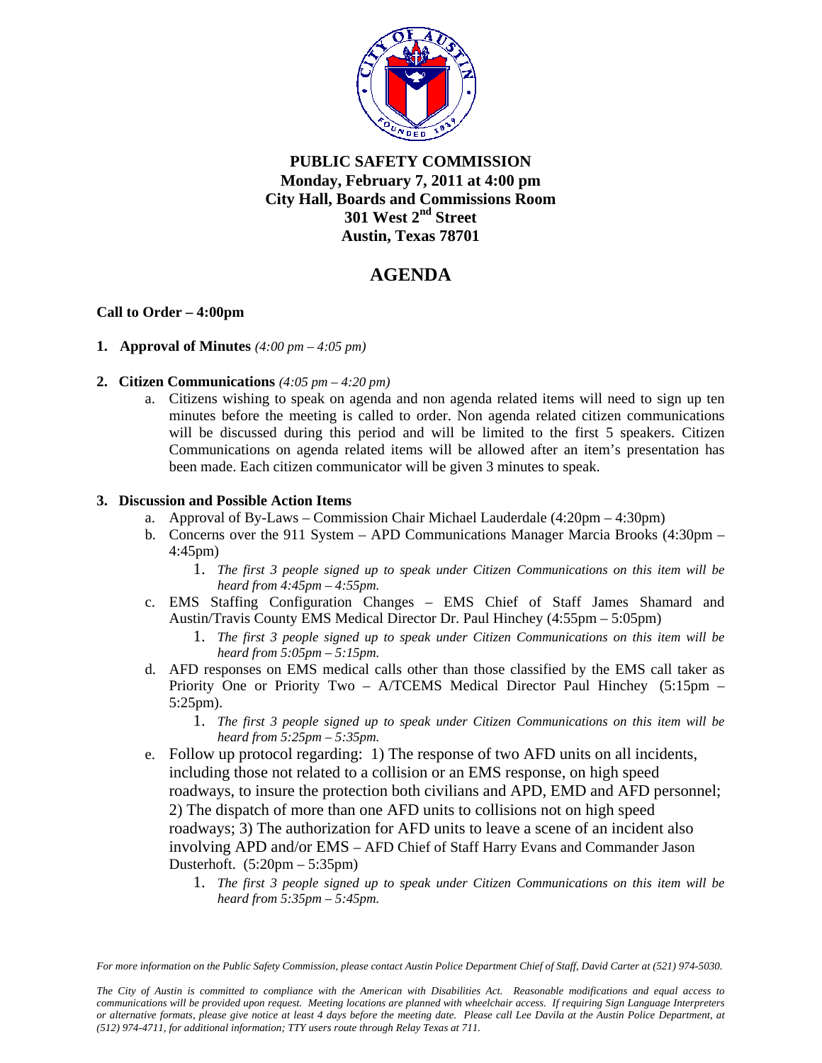**PUBLIC SAFETY COMMISSION**
**Monday, February 7, 2011 at 4:00 pm**
**City Hall, Boards and Commissions Room**
**301 West 2nd Street**
**Austin, Texas 78701**

# AGENDA

**Call to Order – 4:00pm**

1. **Approval of Minutes** *(4:00 pm – 4:05 pm)*

2. **Citizen Communications** *(4:05 pm – 4:20 pm)*
   a. Citizens wishing to speak on agenda and non agenda related items will need to sign up ten minutes before the meeting is called to order. Non agenda related citizen communications will be discussed during this period and will be limited to the first 5 speakers. Citizen Communications on agenda related items will be allowed after an item's presentation has been made. Each citizen communicator will be given 3 minutes to speak.

3. **Discussion and Possible Action Items**
   a. Approval of By-Laws – Commission Chair Michael Lauderdale (4:20pm – 4:30pm)
   b. Concerns over the 911 System – APD Communications Manager Marcia Brooks (4:30pm – 4:45pm)
      1. *The first 3 people signed up to speak under Citizen Communications on this item will be heard from 4:45pm – 4:55pm.*
   c. EMS Staffing Configuration Changes – EMS Chief of Staff James Shamard and Austin/Travis County EMS Medical Director Dr. Paul Hinchey (4:55pm – 5:05pm)
      1. *The first 3 people signed up to speak under Citizen Communications on this item will be heard from 5:05pm – 5:15pm.*
   d. AFD responses on EMS medical calls other than those classified by the EMS call taker as Priority One or Priority Two – A/TCEMS Medical Director Paul Hinchey (5:15pm – 5:25pm).
      1. *The first 3 people signed up to speak under Citizen Communications on this item will be heard from 5:25pm – 5:35pm.*
   e. Follow up protocol regarding: 1) The response of two AFD units on all incidents, including those not related to a collision or an EMS response, on high speed roadways, to insure the protection both civilians and APD, EMD and AFD personnel; 2) The dispatch of more than one AFD units to collisions not on high speed roadways; 3) The authorization for AFD units to leave a scene of an incident also involving APD and/or EMS – AFD Chief of Staff Harry Evans and Commander Jason Dusterhoft. (5:20pm – 5:35pm)
      1. *The first 3 people signed up to speak under Citizen Communications on this item will be heard from 5:35pm – 5:45pm.*

*For more information on the Public Safety Commission, please contact Austin Police Department Chief of Staff, David Carter at (521) 974-5030.*

*The City of Austin is committed to compliance with the American with Disabilities Act. Reasonable modifications and equal access to communications will be provided upon request. Meeting locations are planned with wheelchair access. If requiring Sign Language Interpreters or alternative formats, please give notice at least 4 days before the meeting date. Please call Lee Davila at the Austin Police Department, at (512) 974-4711, for additional information; TTY users route through Relay Texas at 711.*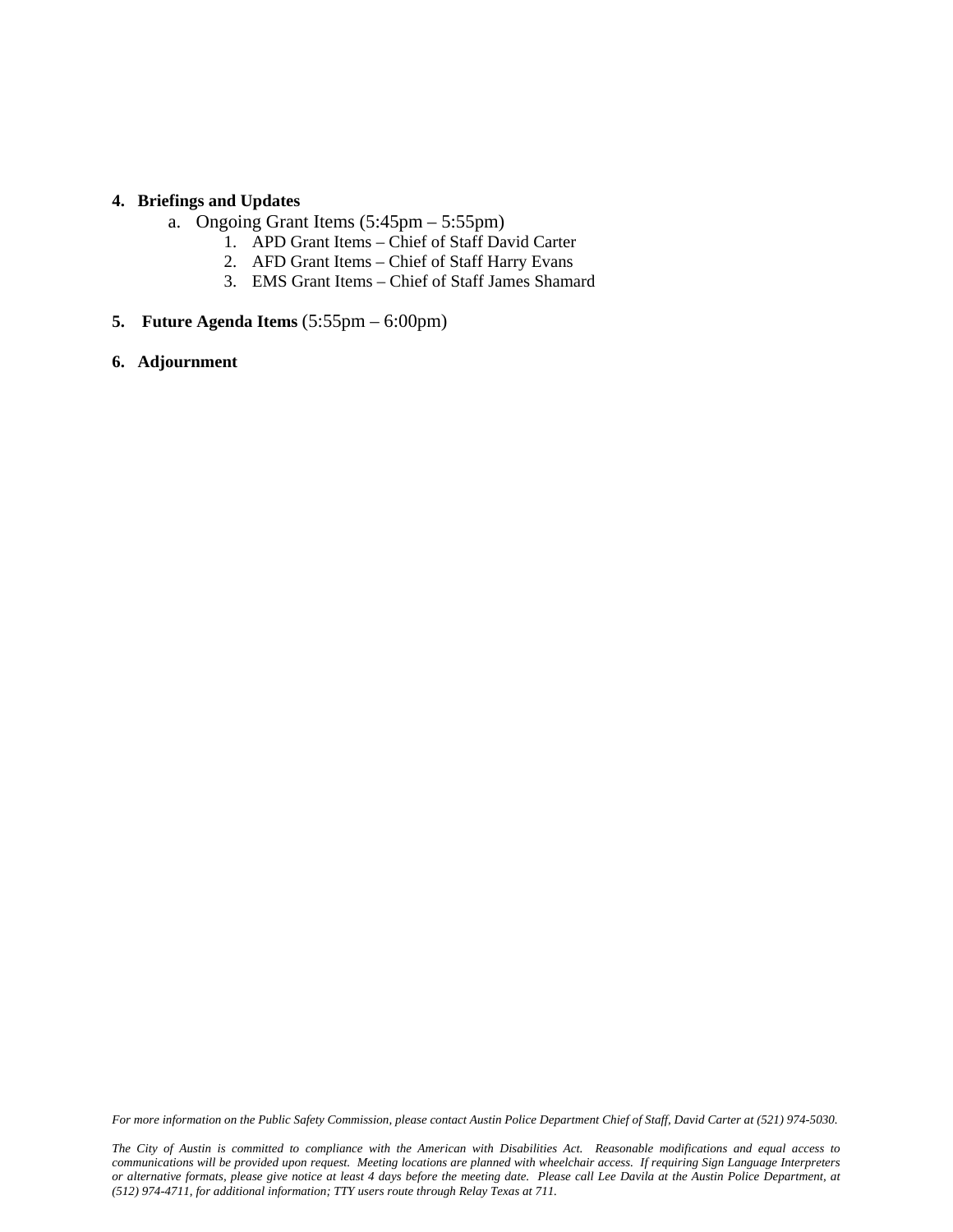4. **Briefings and Updates**
    a. Ongoing Grant Items (5:45pm – 5:55pm)
        1. APD Grant Items – Chief of Staff David Carter
        2. AFD Grant Items – Chief of Staff Harry Evans
        3. EMS Grant Items – Chief of Staff James Shamard

5. **Future Agenda Items** (5:55pm – 6:00pm)

6. **Adjournment**

*For more information on the Public Safety Commission, please contact Austin Police Department Chief of Staff, David Carter at (521) 974-5030.*

*The City of Austin is committed to compliance with the American with Disabilities Act. Reasonable modifications and equal access to communications will be provided upon request. Meeting locations are planned with wheelchair access. If requiring Sign Language Interpreters or alternative formats, please give notice at least 4 days before the meeting date. Please call Lee Davila at the Austin Police Department, at (512) 974-4711, for additional information; TTY users route through Relay Texas at 711.*